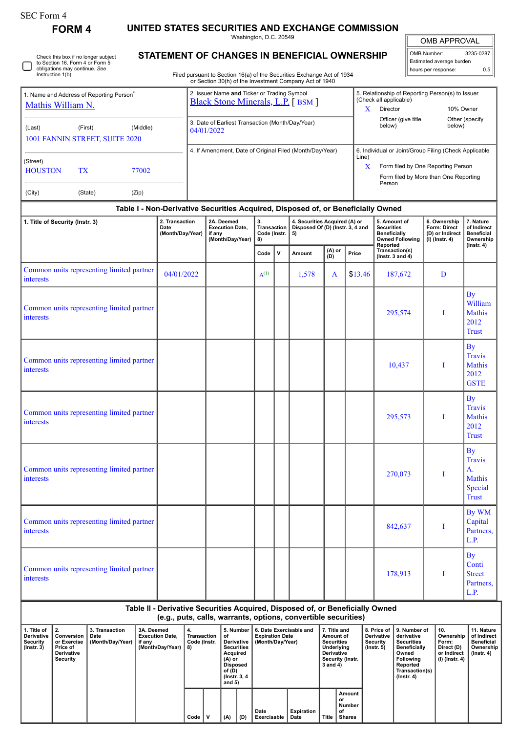SEC Form 4

# FORM 4

## UNITED STATES SECURITIES AND EXCHANGE COMMISSION

Washington, D.C. 20549

## STATEMENT OF CHANGES IN BENEFICIAL OWNERSHIP

Filed pursuant to Section 16(a) of the Securities Exchange Act of 1934 or Section 30(h) of the Investment Company Act of 1940

| OMB APPROVAL | |
|---|---|
| OMB Number: | 3235-0287 |
| Estimated average burden | |
| hours per response: | 0.5 |

☐ Check this box if no longer subject to Section 16. Form 4 or Form 5 obligations may continue. *See* Instruction 1(b).

| 1. Name and Address of Reporting Person* | 2. Issuer Name **and** Ticker or Trading Symbol | 5. Relationship of Reporting Person(s) to Issuer (Check all applicable) |
|---|---|---|
| Mathis William N. | Black Stone Minerals, L.P. [ BSM ] | X Director; 10% Owner; Officer (give title below); Other (specify below) |
| (Last) (First) (Middle) 1001 FANNIN STREET, SUITE 2020 | 3. Date of Earliest Transaction (Month/Day/Year) 04/01/2022 | |
| (Street) HOUSTON TX 77002 | 4. If Amendment, Date of Original Filed (Month/Day/Year) | 6. Individual or Joint/Group Filing (Check Applicable Line) X Form filed by One Reporting Person; Form filed by More than One Reporting Person |
| (City) (State) (Zip) | | |

### Table I - Non-Derivative Securities Acquired, Disposed of, or Beneficially Owned

| 1. Title of Security (Instr. 3) | 2. Transaction Date (Month/Day/Year) | 2A. Deemed Execution Date, if any (Month/Day/Year) | 3. Transaction Code (Instr. 8) | | 4. Securities Acquired (A) or Disposed Of (D) (Instr. 3, 4 and 5) | | | 5. Amount of Securities Beneficially Owned Following Reported Transaction(s) (Instr. 3 and 4) | 6. Ownership Form: Direct (D) or Indirect (I) (Instr. 4) | 7. Nature of Indirect Beneficial Ownership (Instr. 4) |
|---|---|---|---|---|---|---|---|---|---|---|
| | | | Code | V | Amount | (A) or (D) | Price | | | |
| Common units representing limited partner interests | 04/01/2022 | | A[(1)] | | 1,578 | A | $13.46 | 187,672 | D | |
| Common units representing limited partner interests | | | | | | | | 295,574 | I | By William Mathis 2012 Trust |
| Common units representing limited partner interests | | | | | | | | 10,437 | I | By Travis Mathis 2012 GSTE |
| Common units representing limited partner interests | | | | | | | | 295,573 | I | By Travis Mathis 2012 Trust |
| Common units representing limited partner interests | | | | | | | | 270,073 | I | By Travis A. Mathis Special Trust |
| Common units representing limited partner interests | | | | | | | | 842,637 | I | By WM Capital Partners, L.P. |
| Common units representing limited partner interests | | | | | | | | 178,913 | I | By Conti Street Partners, L.P. |

### Table II - Derivative Securities Acquired, Disposed of, or Beneficially Owned (e.g., puts, calls, warrants, options, convertible securities)

| 1. Title of Derivative Security (Instr. 3) | 2. Conversion or Exercise Price of Derivative Security | 3. Transaction Date (Month/Day/Year) | 3A. Deemed Execution Date, if any (Month/Day/Year) | 4. Transaction Code (Instr. 8) | | 5. Number of Derivative Securities Acquired (A) or Disposed of (D) (Instr. 3, 4 and 5) | | 6. Date Exercisable and Expiration Date (Month/Day/Year) | | 7. Title and Amount of Securities Underlying Derivative Security (Instr. 3 and 4) | | 8. Price of Derivative Security (Instr. 5) | 9. Number of derivative Securities Beneficially Owned Following Reported Transaction(s) (Instr. 4) | 10. Ownership Form: Direct (D) or Indirect (I) (Instr. 4) | 11. Nature of Indirect Beneficial Ownership (Instr. 4) |
|---|---|---|---|---|---|---|---|---|---|---|---|---|---|---|---|
| | | | | Code | V | (A) | (D) | Date Exercisable | Expiration Date | Title | Amount or Number of Shares | | | | |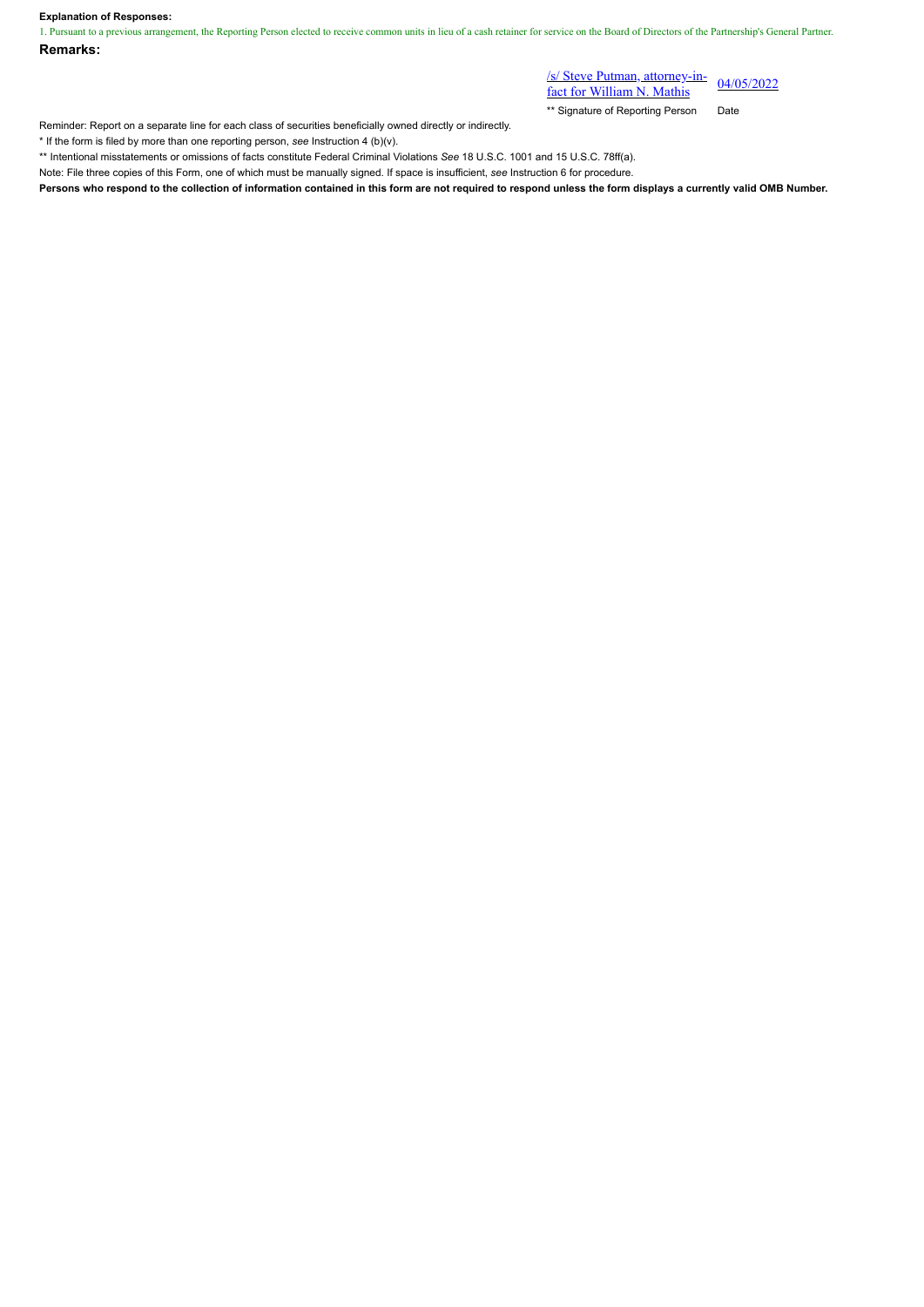**Explanation of Responses:**

1. Pursuant to a previous arrangement, the Reporting Person elected to receive common units in lieu of a cash retainer for service on the Board of Directors of the Partnership's General Partner.

**Remarks:**

| | |
|---|---|
| /s/ Steve Putman, attorney-in-fact for William N. Mathis | 04/05/2022 |
| ** Signature of Reporting Person | Date |

Reminder: Report on a separate line for each class of securities beneficially owned directly or indirectly.

* If the form is filed by more than one reporting person, *see* Instruction 4 (b)(v).

** Intentional misstatements or omissions of facts constitute Federal Criminal Violations *See* 18 U.S.C. 1001 and 15 U.S.C. 78ff(a).

Note: File three copies of this Form, one of which must be manually signed. If space is insufficient, *see* Instruction 6 for procedure.

**Persons who respond to the collection of information contained in this form are not required to respond unless the form displays a currently valid OMB Number.**